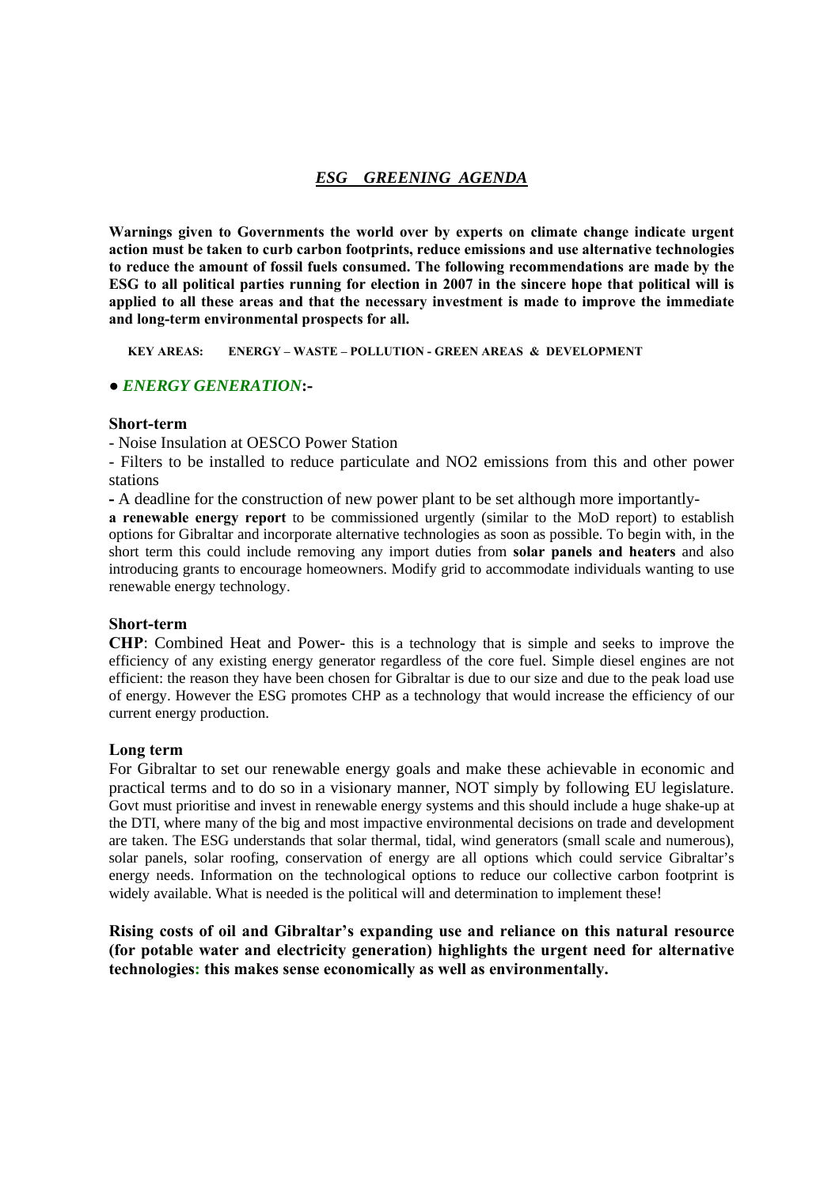# *ESG GREENING AGENDA*

**Warnings given to Governments the world over by experts on climate change indicate urgent action must be taken to curb carbon footprints, reduce emissions and use alternative technologies to reduce the amount of fossil fuels consumed. The following recommendations are made by the ESG to all political parties running for election in 2007 in the sincere hope that political will is applied to all these areas and that the necessary investment is made to improve the immediate and long-term environmental prospects for all.**

**KEY AREAS: ENERGY – WASTE – POLLUTION - GREEN AREAS & DEVELOPMENT**

## ● *ENERGY GENERATION*:-

### Short-term

- Noise Insulation at OESCO Power Station
- Filters to be installed to reduce particulate and NO2 emissions from this and other power stations
- A deadline for the construction of new power plant to be set although more importantly-

**a renewable energy report** to be commissioned urgently (similar to the MoD report) to establish options for Gibraltar and incorporate alternative technologies as soon as possible. To begin with, in the short term this could include removing any import duties from **solar panels and heaters** and also introducing grants to encourage homeowners. Modify grid to accommodate individuals wanting to use renewable energy technology.

### Short-term

**CHP**: Combined Heat and Power- this is a technology that is simple and seeks to improve the efficiency of any existing energy generator regardless of the core fuel. Simple diesel engines are not efficient: the reason they have been chosen for Gibraltar is due to our size and due to the peak load use of energy. However the ESG promotes CHP as a technology that would increase the efficiency of our current energy production.

### Long term

For Gibraltar to set our renewable energy goals and make these achievable in economic and practical terms and to do so in a visionary manner, NOT simply by following EU legislature. Govt must prioritise and invest in renewable energy systems and this should include a huge shake-up at the DTI, where many of the big and most impactive environmental decisions on trade and development are taken. The ESG understands that solar thermal, tidal, wind generators (small scale and numerous), solar panels, solar roofing, conservation of energy are all options which could service Gibraltar's energy needs. Information on the technological options to reduce our collective carbon footprint is widely available. What is needed is the political will and determination to implement these!

**Rising costs of oil and Gibraltar's expanding use and reliance on this natural resource (for potable water and electricity generation) highlights the urgent need for alternative technologies: this makes sense economically as well as environmentally.**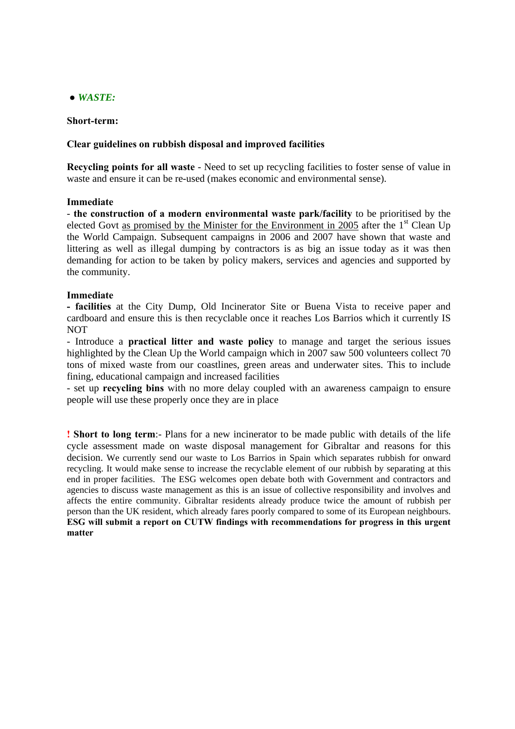● ***WASTE:***

**Short-term:**

**Clear guidelines on rubbish disposal and improved facilities**

**Recycling points for all waste** - Need to set up recycling facilities to foster sense of value in waste and ensure it can be re-used (makes economic and environmental sense).

**Immediate**

- **the construction of a modern environmental waste park/facility** to be prioritised by the elected Govt as promised by the Minister for the Environment in 2005 after the 1st Clean Up the World Campaign. Subsequent campaigns in 2006 and 2007 have shown that waste and littering as well as illegal dumping by contractors is as big an issue today as it was then demanding for action to be taken by policy makers, services and agencies and supported by the community.

**Immediate**

**- facilities** at the City Dump, Old Incinerator Site or Buena Vista to receive paper and cardboard and ensure this is then recyclable once it reaches Los Barrios which it currently IS NOT

- Introduce a **practical litter and waste policy** to manage and target the serious issues highlighted by the Clean Up the World campaign which in 2007 saw 500 volunteers collect 70 tons of mixed waste from our coastlines, green areas and underwater sites. This to include fining, educational campaign and increased facilities

- set up **recycling bins** with no more delay coupled with an awareness campaign to ensure people will use these properly once they are in place

**! Short to long term**:- Plans for a new incinerator to be made public with details of the life cycle assessment made on waste disposal management for Gibraltar and reasons for this decision. We currently send our waste to Los Barrios in Spain which separates rubbish for onward recycling. It would make sense to increase the recyclable element of our rubbish by separating at this end in proper facilities. The ESG welcomes open debate both with Government and contractors and agencies to discuss waste management as this is an issue of collective responsibility and involves and affects the entire community. Gibraltar residents already produce twice the amount of rubbish per person than the UK resident, which already fares poorly compared to some of its European neighbours. **ESG will submit a report on CUTW findings with recommendations for progress in this urgent matter**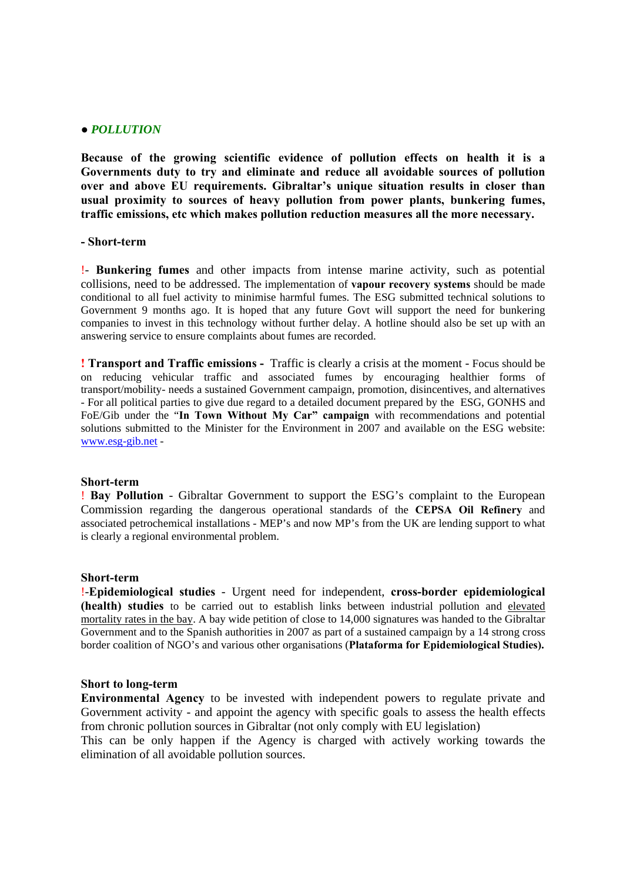● ***POLLUTION***

**Because of the growing scientific evidence of pollution effects on health it is a Governments duty to try and eliminate and reduce all avoidable sources of pollution over and above EU requirements. Gibraltar's unique situation results in closer than usual proximity to sources of heavy pollution from power plants, bunkering fumes, traffic emissions, etc which makes pollution reduction measures all the more necessary.**

**- Short-term**

!- **Bunkering fumes** and other impacts from intense marine activity, such as potential collisions, need to be addressed. The implementation of **vapour recovery systems** should be made conditional to all fuel activity to minimise harmful fumes. The ESG submitted technical solutions to Government 9 months ago. It is hoped that any future Govt will support the need for bunkering companies to invest in this technology without further delay. A hotline should also be set up with an answering service to ensure complaints about fumes are recorded.

**! Transport and Traffic emissions -** Traffic is clearly a crisis at the moment - Focus should be on reducing vehicular traffic and associated fumes by encouraging healthier forms of transport/mobility- needs a sustained Government campaign, promotion, disincentives, and alternatives - For all political parties to give due regard to a detailed document prepared by the ESG, GONHS and FoE/Gib under the "**In Town Without My Car" campaign** with recommendations and potential solutions submitted to the Minister for the Environment in 2007 and available on the ESG website: www.esg-gib.net -

**Short-term**

! **Bay Pollution** - Gibraltar Government to support the ESG's complaint to the European Commission regarding the dangerous operational standards of the **CEPSA Oil Refinery** and associated petrochemical installations - MEP's and now MP's from the UK are lending support to what is clearly a regional environmental problem.

**Short-term**

!-**Epidemiological studies** - Urgent need for independent, **cross-border epidemiological (health) studies** to be carried out to establish links between industrial pollution and elevated mortality rates in the bay. A bay wide petition of close to 14,000 signatures was handed to the Gibraltar Government and to the Spanish authorities in 2007 as part of a sustained campaign by a 14 strong cross border coalition of NGO's and various other organisations (**Plataforma for Epidemiological Studies).**

**Short to long-term**

**Environmental Agency** to be invested with independent powers to regulate private and Government activity - and appoint the agency with specific goals to assess the health effects from chronic pollution sources in Gibraltar (not only comply with EU legislation)

This can be only happen if the Agency is charged with actively working towards the elimination of all avoidable pollution sources.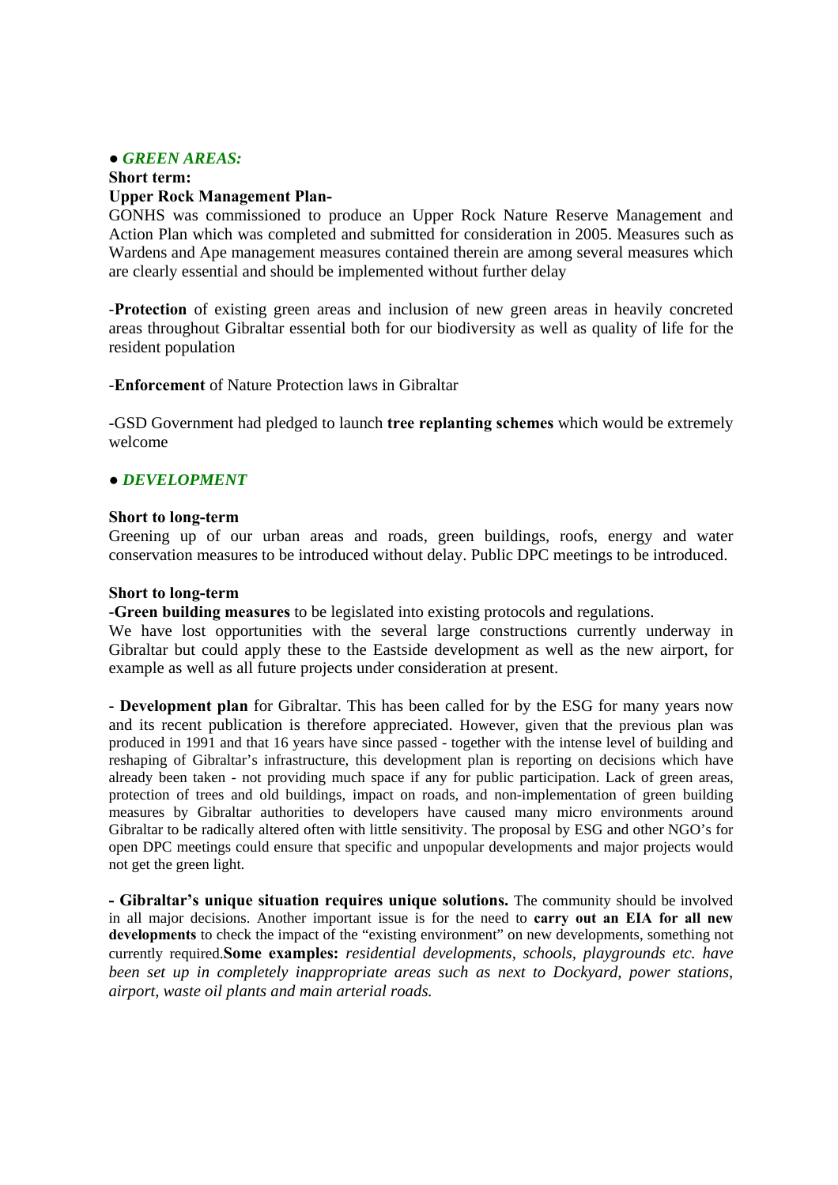● ***GREEN AREAS:***

**Short term:**

**Upper Rock Management Plan-**

GONHS was commissioned to produce an Upper Rock Nature Reserve Management and Action Plan which was completed and submitted for consideration in 2005. Measures such as Wardens and Ape management measures contained therein are among several measures which are clearly essential and should be implemented without further delay

-**Protection** of existing green areas and inclusion of new green areas in heavily concreted areas throughout Gibraltar essential both for our biodiversity as well as quality of life for the resident population

-**Enforcement** of Nature Protection laws in Gibraltar

-GSD Government had pledged to launch **tree replanting schemes** which would be extremely welcome

● ***DEVELOPMENT***

**Short to long-term**

Greening up of our urban areas and roads, green buildings, roofs, energy and water conservation measures to be introduced without delay. Public DPC meetings to be introduced.

**Short to long-term**

-**Green building measures** to be legislated into existing protocols and regulations.

We have lost opportunities with the several large constructions currently underway in Gibraltar but could apply these to the Eastside development as well as the new airport, for example as well as all future projects under consideration at present.

- **Development plan** for Gibraltar. This has been called for by the ESG for many years now and its recent publication is therefore appreciated. However, given that the previous plan was produced in 1991 and that 16 years have since passed - together with the intense level of building and reshaping of Gibraltar's infrastructure, this development plan is reporting on decisions which have already been taken - not providing much space if any for public participation. Lack of green areas, protection of trees and old buildings, impact on roads, and non-implementation of green building measures by Gibraltar authorities to developers have caused many micro environments around Gibraltar to be radically altered often with little sensitivity. The proposal by ESG and other NGO's for open DPC meetings could ensure that specific and unpopular developments and major projects would not get the green light.

**- Gibraltar's unique situation requires unique solutions.** The community should be involved in all major decisions. Another important issue is for the need to **carry out an EIA for all new developments** to check the impact of the "existing environment" on new developments, something not currently required.**Some examples:** *residential developments, schools, playgrounds etc. have been set up in completely inappropriate areas such as next to Dockyard, power stations, airport, waste oil plants and main arterial roads.*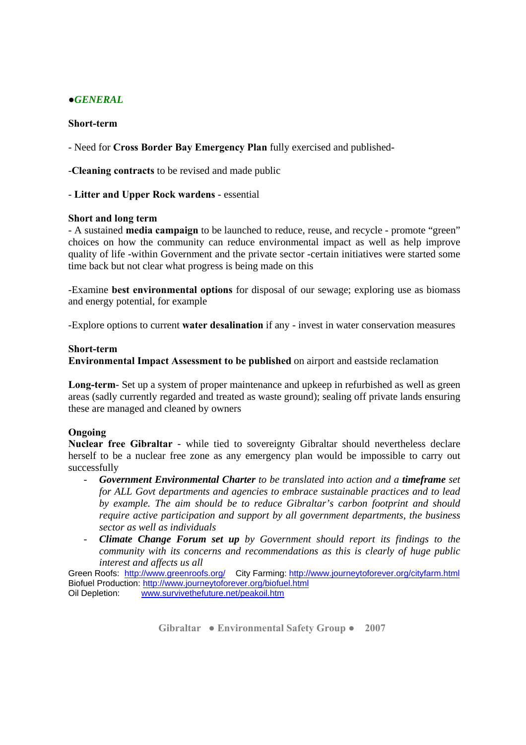## ●*GENERAL*

**Short-term**

- Need for **Cross Border Bay Emergency Plan** fully exercised and published-

-**Cleaning contracts** to be revised and made public

- **Litter and Upper Rock wardens** - essential

**Short and long term**

- A sustained **media campaign** to be launched to reduce, reuse, and recycle - promote "green" choices on how the community can reduce environmental impact as well as help improve quality of life -within Government and the private sector -certain initiatives were started some time back but not clear what progress is being made on this

-Examine **best environmental options** for disposal of our sewage; exploring use as biomass and energy potential, for example

-Explore options to current **water desalination** if any - invest in water conservation measures

**Short-term**

**Environmental Impact Assessment to be published** on airport and eastside reclamation

**Long-term**- Set up a system of proper maintenance and upkeep in refurbished as well as green areas (sadly currently regarded and treated as waste ground); sealing off private lands ensuring these are managed and cleaned by owners

**Ongoing**

**Nuclear free Gibraltar** - while tied to sovereignty Gibraltar should nevertheless declare herself to be a nuclear free zone as any emergency plan would be impossible to carry out successfully

- ***Government Environmental Charter*** *to be translated into action and a* ***timeframe*** *set for ALL Govt departments and agencies to embrace sustainable practices and to lead by example. The aim should be to reduce Gibraltar's carbon footprint and should require active participation and support by all government departments, the business sector as well as individuals*
- ***Climate Change Forum set up*** *by Government should report its findings to the community with its concerns and recommendations as this is clearly of huge public interest and affects us all*

Green Roofs: http://www.greenroofs.org/ City Farming: http://www.journeytoforever.org/cityfarm.html
Biofuel Production: http://www.journeytoforever.org/biofuel.html
Oil Depletion: www.survivethefuture.net/peakoil.htm